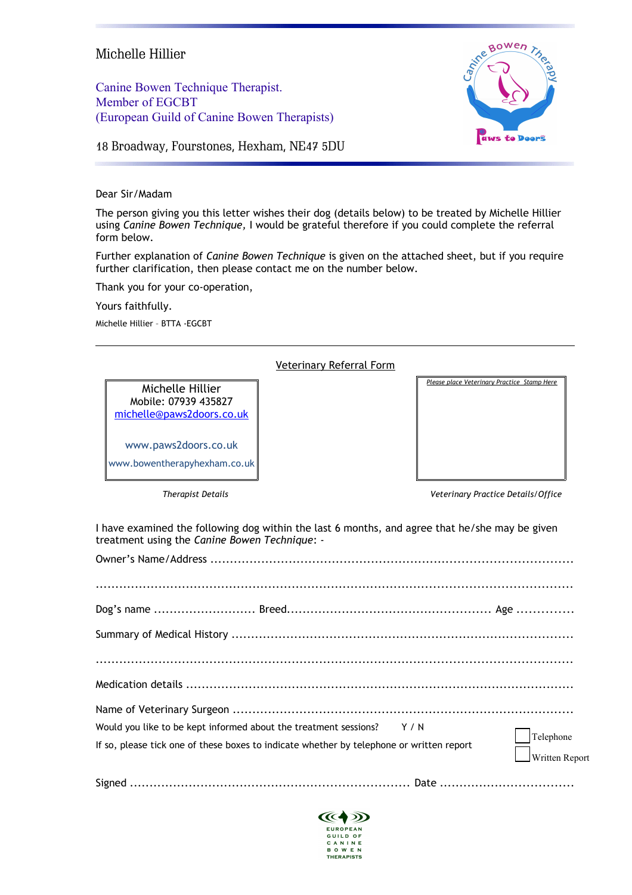Michelle Hillier

Canine Bowen Technique Therapist.
Member of EGCBT
(European Guild of Canine Bowen Therapists)

18 Broadway, Fourstones, Hexham, NE47 5DU

Dear Sir/Madam

The person giving you this letter wishes their dog (details below) to be treated by Michelle Hillier using *Canine Bowen Technique,* I would be grateful therefore if you could complete the referral form below.

Further explanation of *Canine Bowen Technique* is given on the attached sheet, but if you require further clarification, then please contact me on the number below.

Thank you for your co-operation,

Yours faithfully.

Michelle Hillier – BTTA -EGCBT

---

## Veterinary Referral Form

| Michelle Hillier<br>Mobile: 07939 435827<br>michelle@paws2doors.co.uk<br><br>www.paws2doors.co.uk<br>www.bowentherapyhexham.co.uk | *Please place Veterinary Practice Stamp Here* |
|---|---|
| *Therapist Details* | *Veterinary Practice Details/Office* |

I have examined the following dog within the last 6 months, and agree that he/she may be given treatment using the *Canine Bowen Technique*: -

Owner's Name/Address ..........................................................................................

..........................................................................................................................

Dog's name .......................... Breed.................................................... Age ..............

Summary of Medical History ......................................................................................

..........................................................................................................................

Medication details .....................................................................................................

Name of Veterinary Surgeon ......................................................................................

Would you like to be kept informed about the treatment sessions? Y / N

If so, please tick one of these boxes to indicate whether by telephone or written report

☐ Telephone
☐ Written Report

Signed ...................................................................... Date ..................................

EUROPEAN GUILD OF CANINE BOWEN THERAPISTS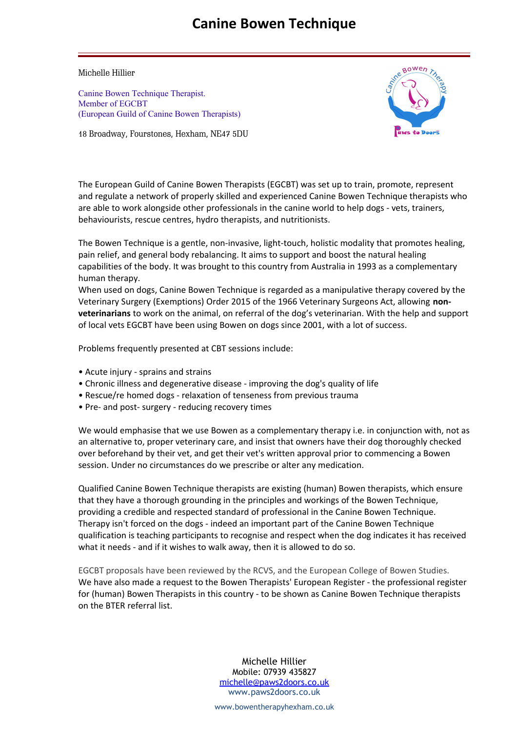# Canine Bowen Technique

Michelle Hillier

Canine Bowen Technique Therapist.
Member of EGCBT
(European Guild of Canine Bowen Therapists)

18 Broadway, Fourstones, Hexham, NE47 5DU

The European Guild of Canine Bowen Therapists (EGCBT) was set up to train, promote, represent and regulate a network of properly skilled and experienced Canine Bowen Technique therapists who are able to work alongside other professionals in the canine world to help dogs - vets, trainers, behaviourists, rescue centres, hydro therapists, and nutritionists.

The Bowen Technique is a gentle, non-invasive, light-touch, holistic modality that promotes healing, pain relief, and general body rebalancing. It aims to support and boost the natural healing capabilities of the body. It was brought to this country from Australia in 1993 as a complementary human therapy.
When used on dogs, Canine Bowen Technique is regarded as a manipulative therapy covered by the Veterinary Surgery (Exemptions) Order 2015 of the 1966 Veterinary Surgeons Act, allowing **non-veterinarians** to work on the animal, on referral of the dog's veterinarian. With the help and support of local vets EGCBT have been using Bowen on dogs since 2001, with a lot of success.

Problems frequently presented at CBT sessions include:

- Acute injury - sprains and strains
- Chronic illness and degenerative disease - improving the dog's quality of life
- Rescue/re homed dogs - relaxation of tenseness from previous trauma
- Pre- and post- surgery - reducing recovery times

We would emphasise that we use Bowen as a complementary therapy i.e. in conjunction with, not as an alternative to, proper veterinary care, and insist that owners have their dog thoroughly checked over beforehand by their vet, and get their vet's written approval prior to commencing a Bowen session. Under no circumstances do we prescribe or alter any medication.

Qualified Canine Bowen Technique therapists are existing (human) Bowen therapists, which ensure that they have a thorough grounding in the principles and workings of the Bowen Technique, providing a credible and respected standard of professional in the Canine Bowen Technique. Therapy isn't forced on the dogs - indeed an important part of the Canine Bowen Technique qualification is teaching participants to recognise and respect when the dog indicates it has received what it needs - and if it wishes to walk away, then it is allowed to do so.

EGCBT proposals have been reviewed by the RCVS, and the European College of Bowen Studies.
We have also made a request to the Bowen Therapists' European Register - the professional register for (human) Bowen Therapists in this country - to be shown as Canine Bowen Technique therapists on the BTER referral list.

Michelle Hillier
Mobile: 07939 435827
michelle@paws2doors.co.uk
www.paws2doors.co.uk

www.bowentherapyhexham.co.uk